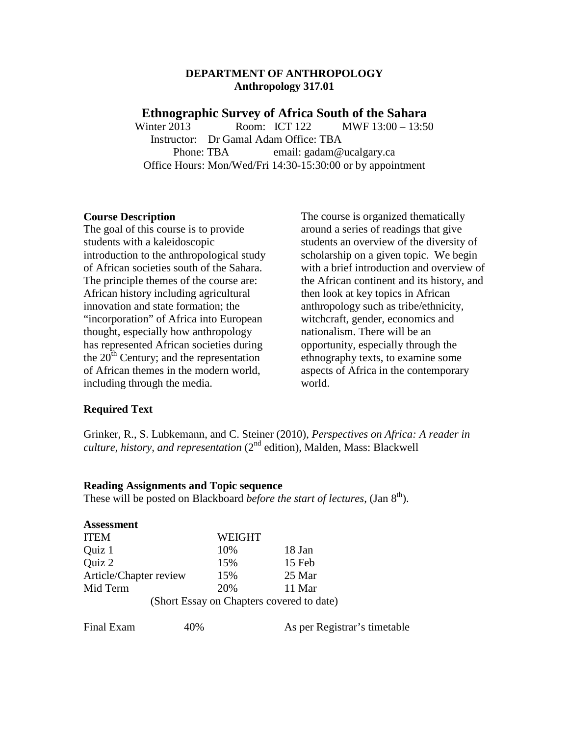**DEPARTMENT OF ANTHROPOLOGY**
**Anthropology 317.01**

# Ethnographic Survey of Africa South of the Sahara

Winter 2013 Room: ICT 122 MWF 13:00 – 13:50
Instructor: Dr Gamal Adam Office: TBA
Phone: TBA email: gadam@ucalgary.ca
Office Hours: Mon/Wed/Fri 14:30-15:30:00 or by appointment

### Course Description

The goal of this course is to provide students with a kaleidoscopic introduction to the anthropological study of African societies south of the Sahara. The principle themes of the course are: African history including agricultural innovation and state formation; the "incorporation" of Africa into European thought, especially how anthropology has represented African societies during the 20th Century; and the representation of African themes in the modern world, including through the media.

The course is organized thematically around a series of readings that give students an overview of the diversity of scholarship on a given topic. We begin with a brief introduction and overview of the African continent and its history, and then look at key topics in African anthropology such as tribe/ethnicity, witchcraft, gender, economics and nationalism. There will be an opportunity, especially through the ethnography texts, to examine some aspects of Africa in the contemporary world.

### Required Text

Grinker, R., S. Lubkemann, and C. Steiner (2010), *Perspectives on Africa: A reader in culture, history, and representation* (2nd edition), Malden, Mass: Blackwell

### Reading Assignments and Topic sequence

These will be posted on Blackboard *before the start of lectures*, (Jan 8th).

### Assessment

| ITEM | WEIGHT | |
|---|---|---|
| Quiz 1 | 10% | 18 Jan |
| Quiz 2 | 15% | 15 Feb |
| Article/Chapter review | 15% | 25 Mar |
| Mid Term (Short Essay on Chapters covered to date) | 20% | 11 Mar |
| Final Exam | 40% | As per Registrar's timetable |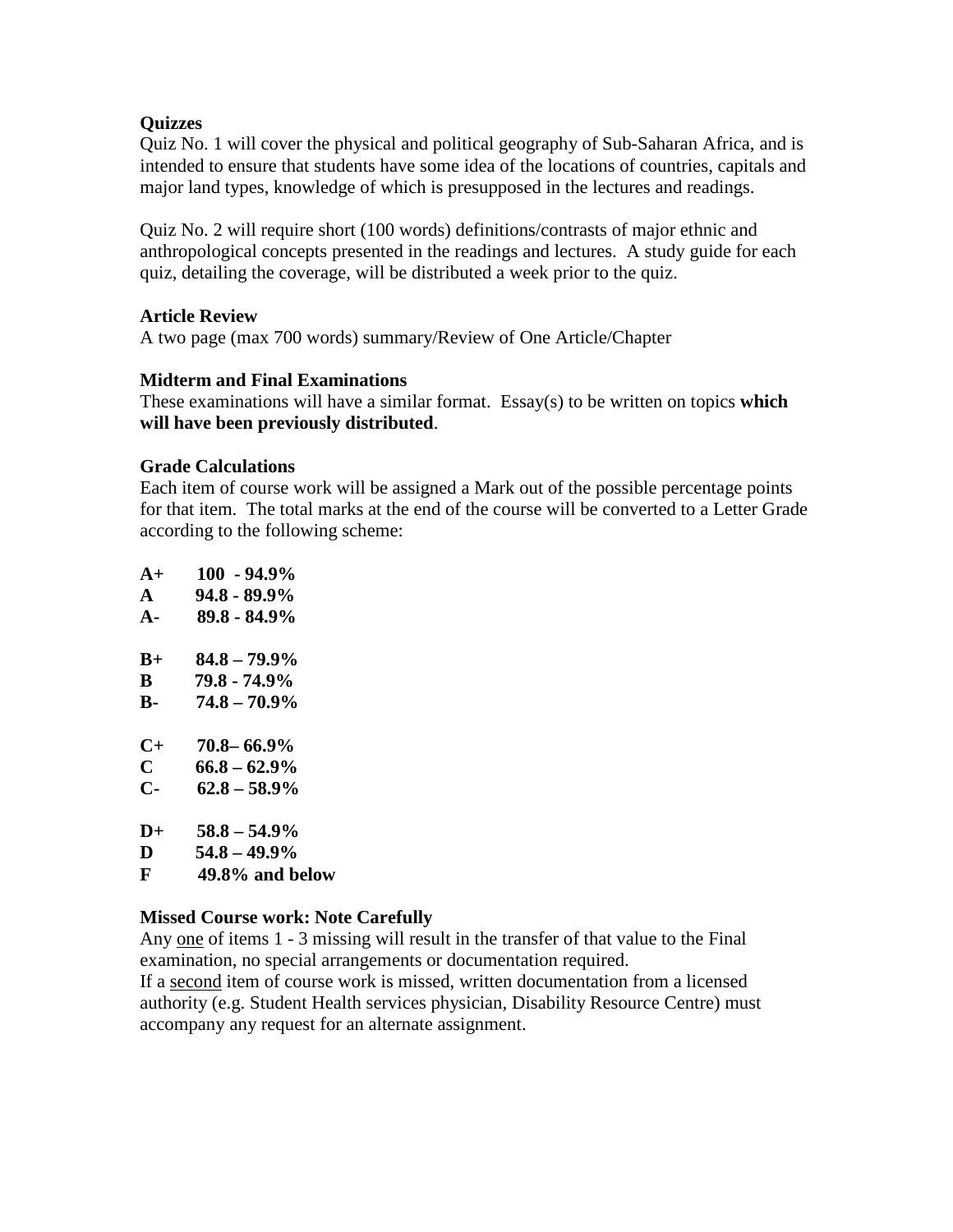**Quizzes**

Quiz No. 1 will cover the physical and political geography of Sub-Saharan Africa, and is intended to ensure that students have some idea of the locations of countries, capitals and major land types, knowledge of which is presupposed in the lectures and readings.

Quiz No. 2 will require short (100 words) definitions/contrasts of major ethnic and anthropological concepts presented in the readings and lectures. A study guide for each quiz, detailing the coverage, will be distributed a week prior to the quiz.

**Article Review**

A two page (max 700 words) summary/Review of One Article/Chapter

**Midterm and Final Examinations**

These examinations will have a similar format. Essay(s) to be written on topics **which will have been previously distributed**.

**Grade Calculations**

Each item of course work will be assigned a Mark out of the possible percentage points for that item. The total marks at the end of the course will be converted to a Letter Grade according to the following scheme:

**A+ 100 - 94.9%**
**A 94.8 - 89.9%**
**A- 89.8 - 84.9%**

**B+ 84.8 – 79.9%**
**B 79.8 - 74.9%**
**B- 74.8 – 70.9%**

**C+ 70.8– 66.9%**
**C 66.8 – 62.9%**
**C- 62.8 – 58.9%**

**D+ 58.8 – 54.9%**
**D 54.8 – 49.9%**
**F 49.8% and below**

**Missed Course work: Note Carefully**

Any one of items 1 - 3 missing will result in the transfer of that value to the Final examination, no special arrangements or documentation required.
If a second item of course work is missed, written documentation from a licensed authority (e.g. Student Health services physician, Disability Resource Centre) must accompany any request for an alternate assignment.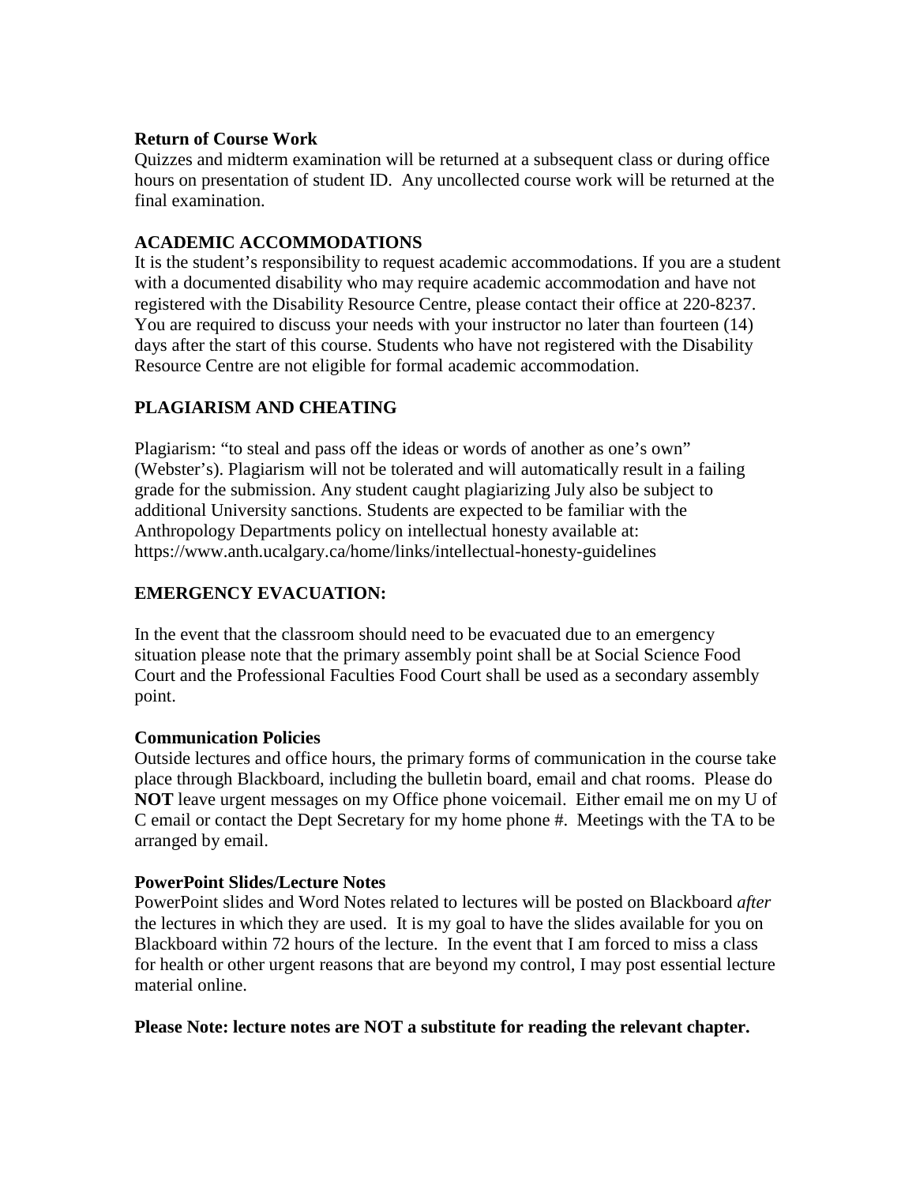**Return of Course Work**

Quizzes and midterm examination will be returned at a subsequent class or during office hours on presentation of student ID. Any uncollected course work will be returned at the final examination.

**ACADEMIC ACCOMMODATIONS**

It is the student's responsibility to request academic accommodations. If you are a student with a documented disability who may require academic accommodation and have not registered with the Disability Resource Centre, please contact their office at 220-8237. You are required to discuss your needs with your instructor no later than fourteen (14) days after the start of this course. Students who have not registered with the Disability Resource Centre are not eligible for formal academic accommodation.

**PLAGIARISM AND CHEATING**

Plagiarism: "to steal and pass off the ideas or words of another as one's own" (Webster's). Plagiarism will not be tolerated and will automatically result in a failing grade for the submission. Any student caught plagiarizing July also be subject to additional University sanctions. Students are expected to be familiar with the Anthropology Departments policy on intellectual honesty available at: https://www.anth.ucalgary.ca/home/links/intellectual-honesty-guidelines

**EMERGENCY EVACUATION:**

In the event that the classroom should need to be evacuated due to an emergency situation please note that the primary assembly point shall be at Social Science Food Court and the Professional Faculties Food Court shall be used as a secondary assembly point.

**Communication Policies**

Outside lectures and office hours, the primary forms of communication in the course take place through Blackboard, including the bulletin board, email and chat rooms. Please do **NOT** leave urgent messages on my Office phone voicemail. Either email me on my U of C email or contact the Dept Secretary for my home phone #. Meetings with the TA to be arranged by email.

**PowerPoint Slides/Lecture Notes**

PowerPoint slides and Word Notes related to lectures will be posted on Blackboard *after* the lectures in which they are used. It is my goal to have the slides available for you on Blackboard within 72 hours of the lecture. In the event that I am forced to miss a class for health or other urgent reasons that are beyond my control, I may post essential lecture material online.

**Please Note: lecture notes are NOT a substitute for reading the relevant chapter.**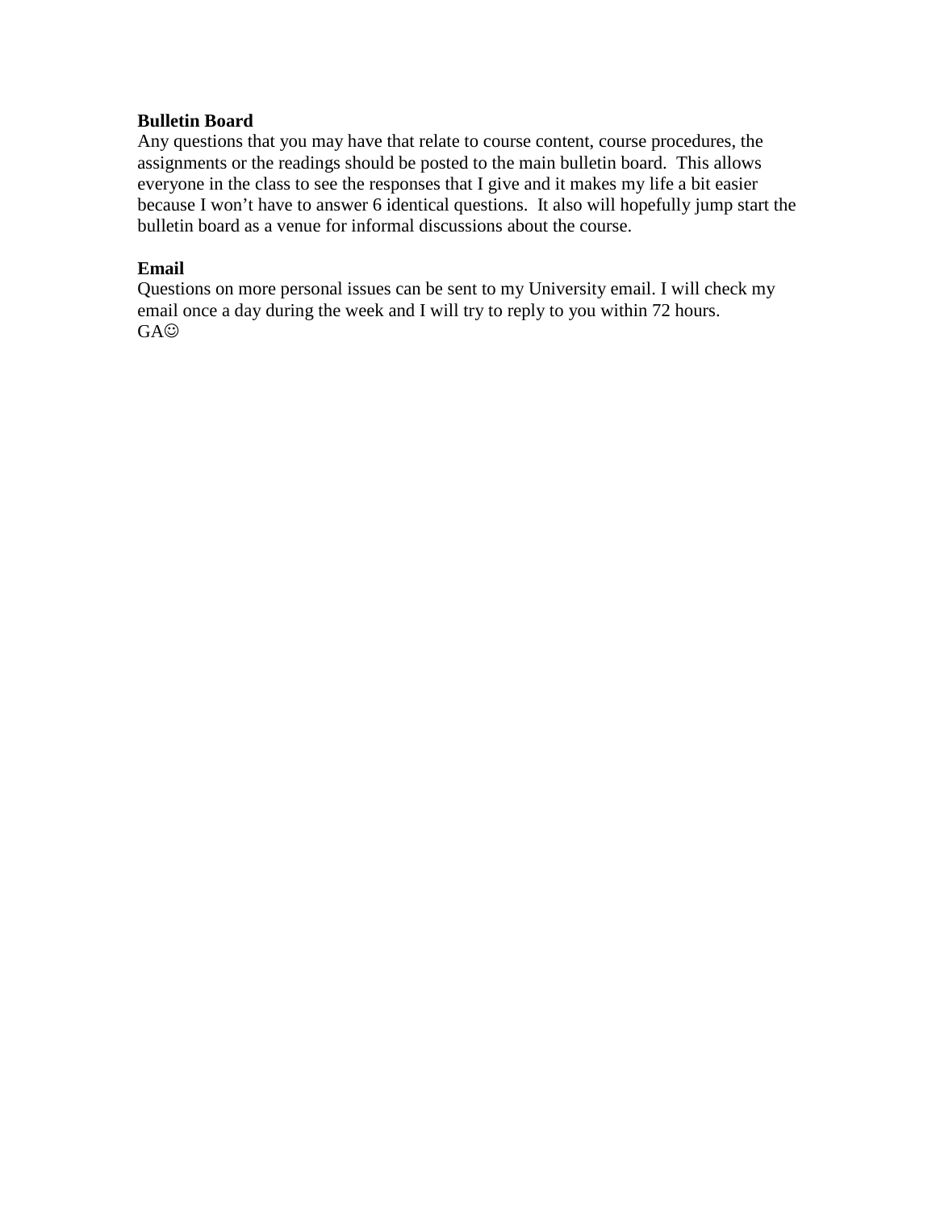**Bulletin Board**
Any questions that you may have that relate to course content, course procedures, the assignments or the readings should be posted to the main bulletin board. This allows everyone in the class to see the responses that I give and it makes my life a bit easier because I won't have to answer 6 identical questions. It also will hopefully jump start the bulletin board as a venue for informal discussions about the course.

**Email**
Questions on more personal issues can be sent to my University email. I will check my email once a day during the week and I will try to reply to you within 72 hours.
GA☺